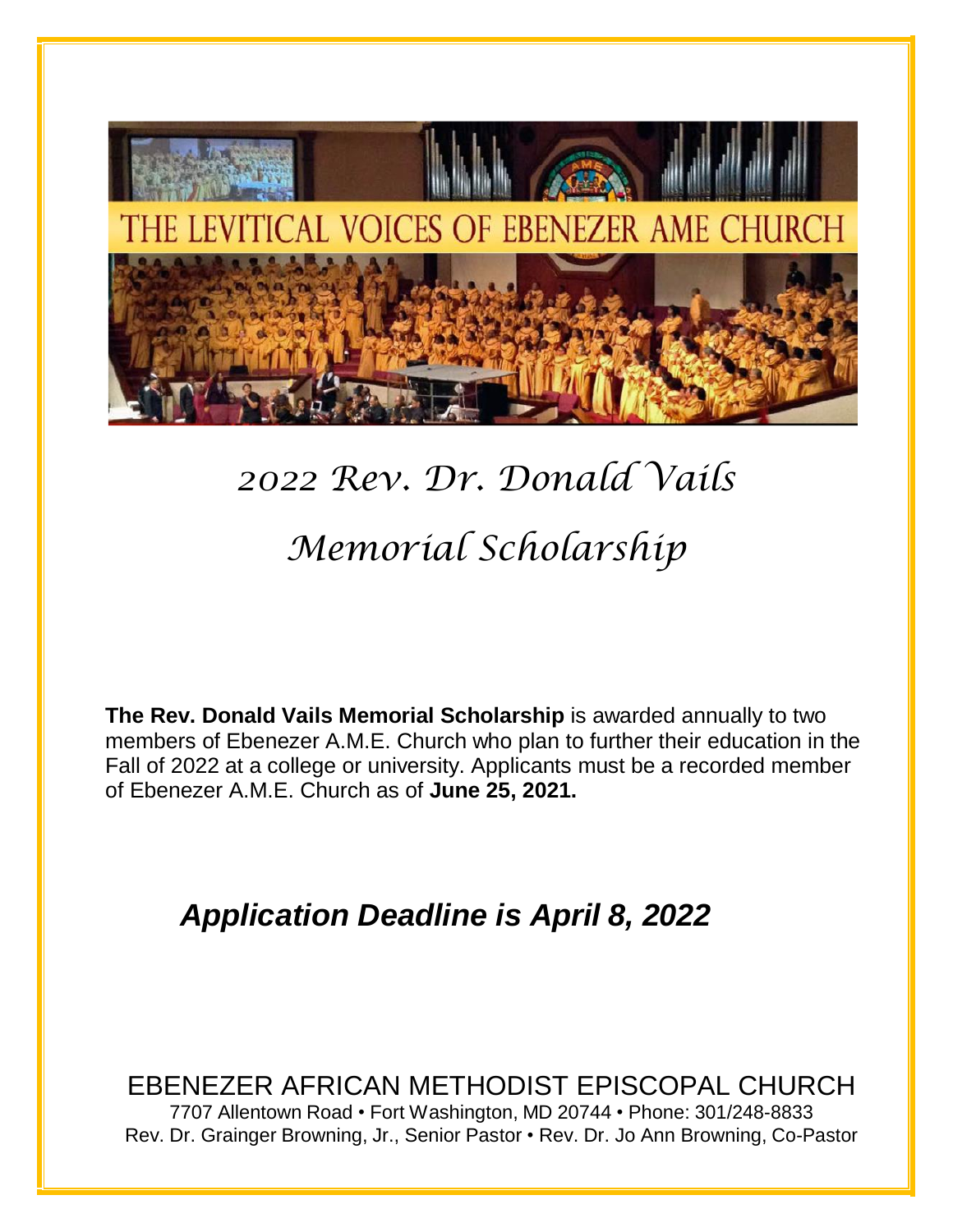THE LEVITICAL VOICES OF EBENEZER AME CHURCH

# *2022 Rev. Dr. Donald Vails Memorial Scholarship*

**The Rev. Donald Vails Memorial Scholarship** is awarded annually to two members of Ebenezer A.M.E. Church who plan to further their education in the Fall of 2022 at a college or university. Applicants must be a recorded member of Ebenezer A.M.E. Church as of **June 25, 2021.**

## ***Application Deadline is April 8, 2022***

EBENEZER AFRICAN METHODIST EPISCOPAL CHURCH

7707 Allentown Road • Fort Washington, MD 20744 • Phone: 301/248-8833

Rev. Dr. Grainger Browning, Jr., Senior Pastor • Rev. Dr. Jo Ann Browning, Co-Pastor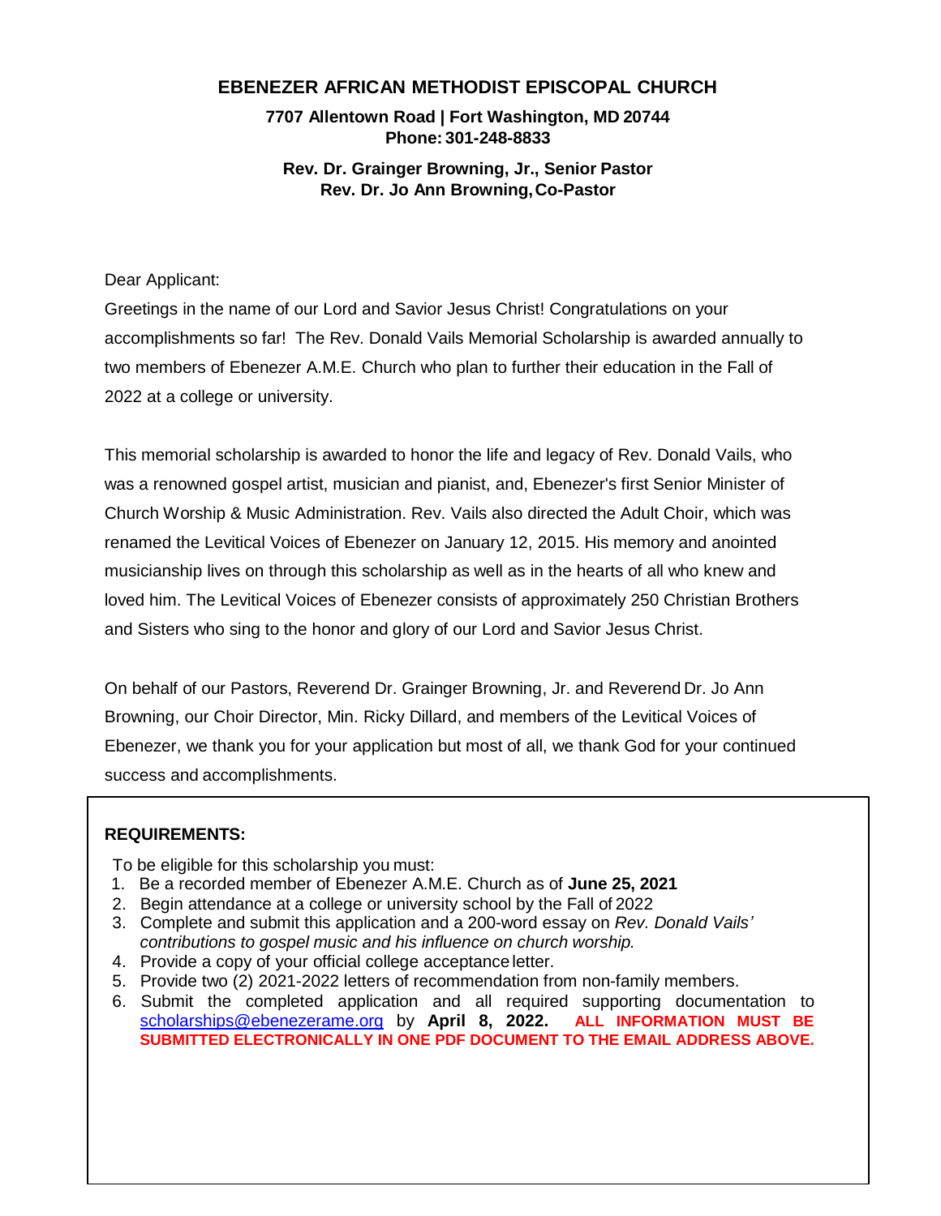# EBENEZER AFRICAN METHODIST EPISCOPAL CHURCH

**7707 Allentown Road | Fort Washington, MD 20744**
**Phone: 301-248-8833**

**Rev. Dr. Grainger Browning, Jr., Senior Pastor**
**Rev. Dr. Jo Ann Browning, Co-Pastor**

Dear Applicant:

Greetings in the name of our Lord and Savior Jesus Christ! Congratulations on your accomplishments so far! The Rev. Donald Vails Memorial Scholarship is awarded annually to two members of Ebenezer A.M.E. Church who plan to further their education in the Fall of 2022 at a college or university.

This memorial scholarship is awarded to honor the life and legacy of Rev. Donald Vails, who was a renowned gospel artist, musician and pianist, and, Ebenezer's first Senior Minister of Church Worship & Music Administration. Rev. Vails also directed the Adult Choir, which was renamed the Levitical Voices of Ebenezer on January 12, 2015. His memory and anointed musicianship lives on through this scholarship as well as in the hearts of all who knew and loved him. The Levitical Voices of Ebenezer consists of approximately 250 Christian Brothers and Sisters who sing to the honor and glory of our Lord and Savior Jesus Christ.

On behalf of our Pastors, Reverend Dr. Grainger Browning, Jr. and Reverend Dr. Jo Ann Browning, our Choir Director, Min. Ricky Dillard, and members of the Levitical Voices of Ebenezer, we thank you for your application but most of all, we thank God for your continued success and accomplishments.

**REQUIREMENTS:**

To be eligible for this scholarship you must:

1. Be a recorded member of Ebenezer A.M.E. Church as of **June 25, 2021**
2. Begin attendance at a college or university school by the Fall of 2022
3. Complete and submit this application and a 200-word essay on *Rev. Donald Vails' contributions to gospel music and his influence on church worship.*
4. Provide a copy of your official college acceptance letter.
5. Provide two (2) 2021-2022 letters of recommendation from non-family members.
6. Submit the completed application and all required supporting documentation to scholarships@ebenezerame.org by **April 8, 2022.** **ALL INFORMATION MUST BE SUBMITTED ELECTRONICALLY IN ONE PDF DOCUMENT TO THE EMAIL ADDRESS ABOVE.**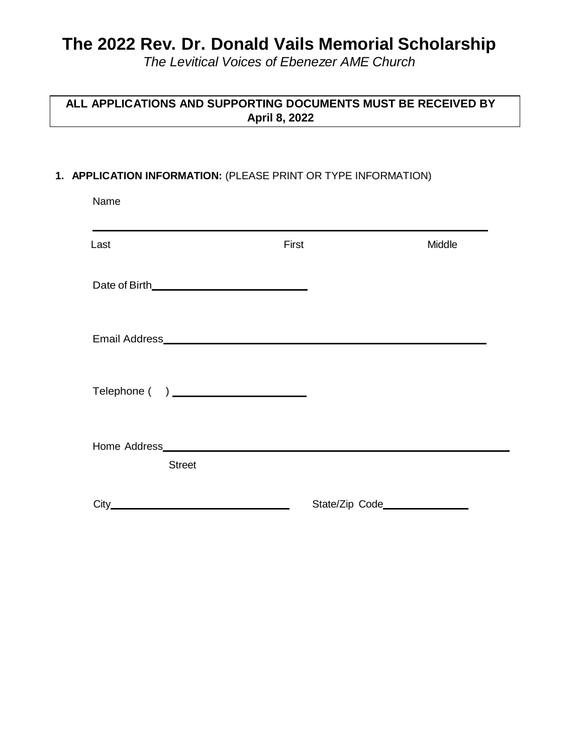# The 2022 Rev. Dr. Donald Vails Memorial Scholarship

*The Levitical Voices of Ebenezer AME Church*

**ALL APPLICATIONS AND SUPPORTING DOCUMENTS MUST BE RECEIVED BY April 8, 2022**

**1. APPLICATION INFORMATION:** (PLEASE PRINT OR TYPE INFORMATION)

Name

______________________________________________________________

Last First Middle

Date of Birth________________________

Email Address______________________________________________

Telephone ( ) ____________________

Home Address___________________________________________________
Street

City__________________________ State/Zip Code______________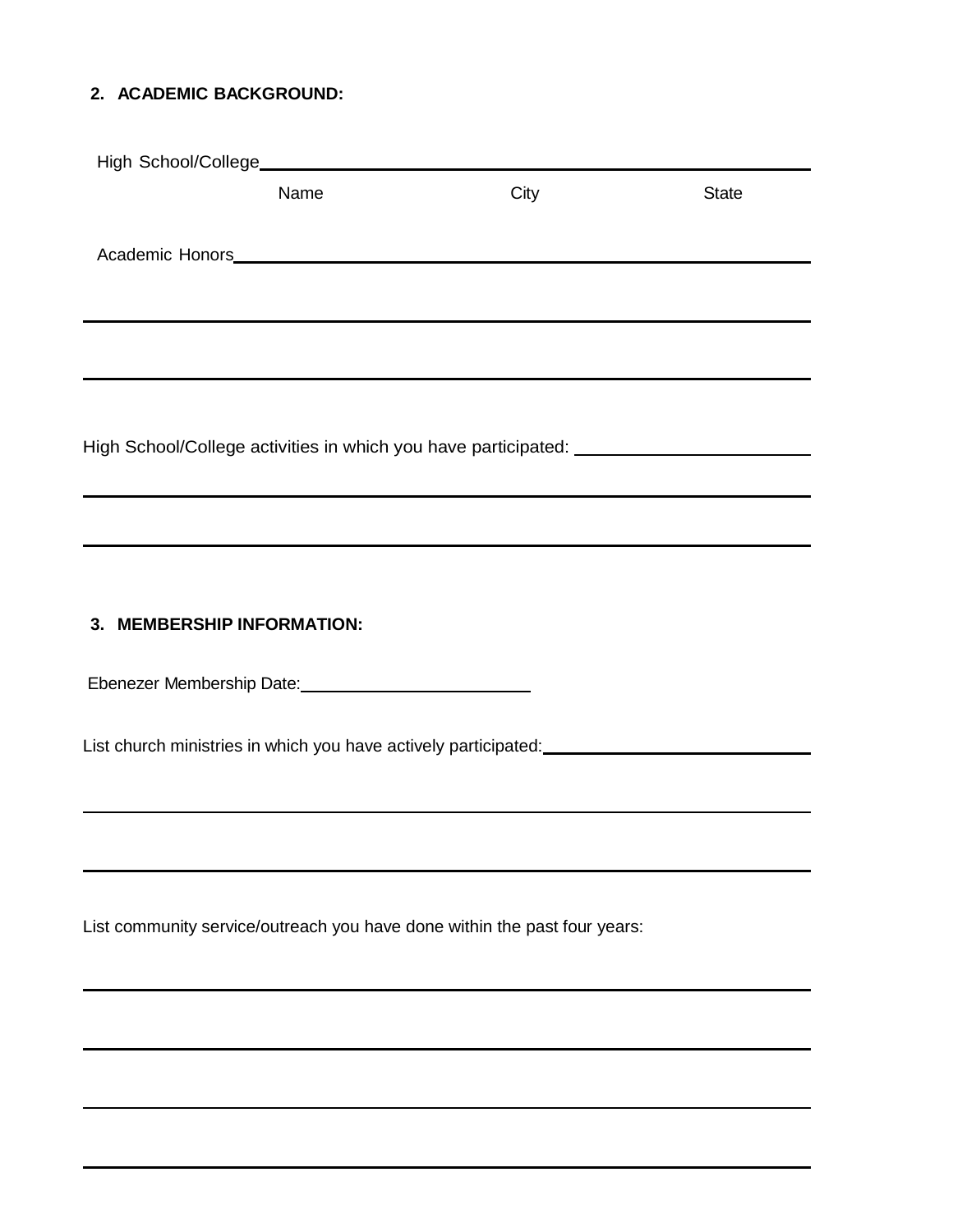**2. ACADEMIC BACKGROUND:**

High School/College\_\_\_\_\_\_\_\_\_\_\_\_\_\_\_\_\_\_\_\_\_\_\_\_\_\_\_\_\_\_\_\_\_\_\_\_\_\_\_\_\_\_\_\_\_\_\_\_\_\_\_\_\_\_

Name City State

Academic Honors\_\_\_\_\_\_\_\_\_\_\_\_\_\_\_\_\_\_\_\_\_\_\_\_\_\_\_\_\_\_\_\_\_\_\_\_\_\_\_\_\_\_\_\_\_\_\_\_\_\_\_\_\_\_\_\_

\_\_\_\_\_\_\_\_\_\_\_\_\_\_\_\_\_\_\_\_\_\_\_\_\_\_\_\_\_\_\_\_\_\_\_\_\_\_\_\_\_\_\_\_\_\_\_\_\_\_\_\_\_\_\_\_\_\_\_\_\_\_\_\_\_\_\_\_\_\_\_\_\_\_

\_\_\_\_\_\_\_\_\_\_\_\_\_\_\_\_\_\_\_\_\_\_\_\_\_\_\_\_\_\_\_\_\_\_\_\_\_\_\_\_\_\_\_\_\_\_\_\_\_\_\_\_\_\_\_\_\_\_\_\_\_\_\_\_\_\_\_\_\_\_\_\_\_\_

High School/College activities in which you have participated: \_\_\_\_\_\_\_\_\_\_\_\_\_\_\_\_\_\_\_\_\_\_

\_\_\_\_\_\_\_\_\_\_\_\_\_\_\_\_\_\_\_\_\_\_\_\_\_\_\_\_\_\_\_\_\_\_\_\_\_\_\_\_\_\_\_\_\_\_\_\_\_\_\_\_\_\_\_\_\_\_\_\_\_\_\_\_\_\_\_\_\_\_\_\_\_\_

\_\_\_\_\_\_\_\_\_\_\_\_\_\_\_\_\_\_\_\_\_\_\_\_\_\_\_\_\_\_\_\_\_\_\_\_\_\_\_\_\_\_\_\_\_\_\_\_\_\_\_\_\_\_\_\_\_\_\_\_\_\_\_\_\_\_\_\_\_\_\_\_\_\_

**3. MEMBERSHIP INFORMATION:**

Ebenezer Membership Date:\_\_\_\_\_\_\_\_\_\_\_\_\_\_\_\_\_\_\_\_\_\_\_\_

List church ministries in which you have actively participated:\_\_\_\_\_\_\_\_\_\_\_\_\_\_\_\_\_\_\_\_\_\_\_\_\_\_

\_\_\_\_\_\_\_\_\_\_\_\_\_\_\_\_\_\_\_\_\_\_\_\_\_\_\_\_\_\_\_\_\_\_\_\_\_\_\_\_\_\_\_\_\_\_\_\_\_\_\_\_\_\_\_\_\_\_\_\_\_\_\_\_\_\_\_\_\_\_\_\_\_\_

\_\_\_\_\_\_\_\_\_\_\_\_\_\_\_\_\_\_\_\_\_\_\_\_\_\_\_\_\_\_\_\_\_\_\_\_\_\_\_\_\_\_\_\_\_\_\_\_\_\_\_\_\_\_\_\_\_\_\_\_\_\_\_\_\_\_\_\_\_\_\_\_\_\_

List community service/outreach you have done within the past four years:

\_\_\_\_\_\_\_\_\_\_\_\_\_\_\_\_\_\_\_\_\_\_\_\_\_\_\_\_\_\_\_\_\_\_\_\_\_\_\_\_\_\_\_\_\_\_\_\_\_\_\_\_\_\_\_\_\_\_\_\_\_\_\_\_\_\_\_\_\_\_\_\_\_\_

\_\_\_\_\_\_\_\_\_\_\_\_\_\_\_\_\_\_\_\_\_\_\_\_\_\_\_\_\_\_\_\_\_\_\_\_\_\_\_\_\_\_\_\_\_\_\_\_\_\_\_\_\_\_\_\_\_\_\_\_\_\_\_\_\_\_\_\_\_\_\_\_\_\_

\_\_\_\_\_\_\_\_\_\_\_\_\_\_\_\_\_\_\_\_\_\_\_\_\_\_\_\_\_\_\_\_\_\_\_\_\_\_\_\_\_\_\_\_\_\_\_\_\_\_\_\_\_\_\_\_\_\_\_\_\_\_\_\_\_\_\_\_\_\_\_\_\_\_

\_\_\_\_\_\_\_\_\_\_\_\_\_\_\_\_\_\_\_\_\_\_\_\_\_\_\_\_\_\_\_\_\_\_\_\_\_\_\_\_\_\_\_\_\_\_\_\_\_\_\_\_\_\_\_\_\_\_\_\_\_\_\_\_\_\_\_\_\_\_\_\_\_\_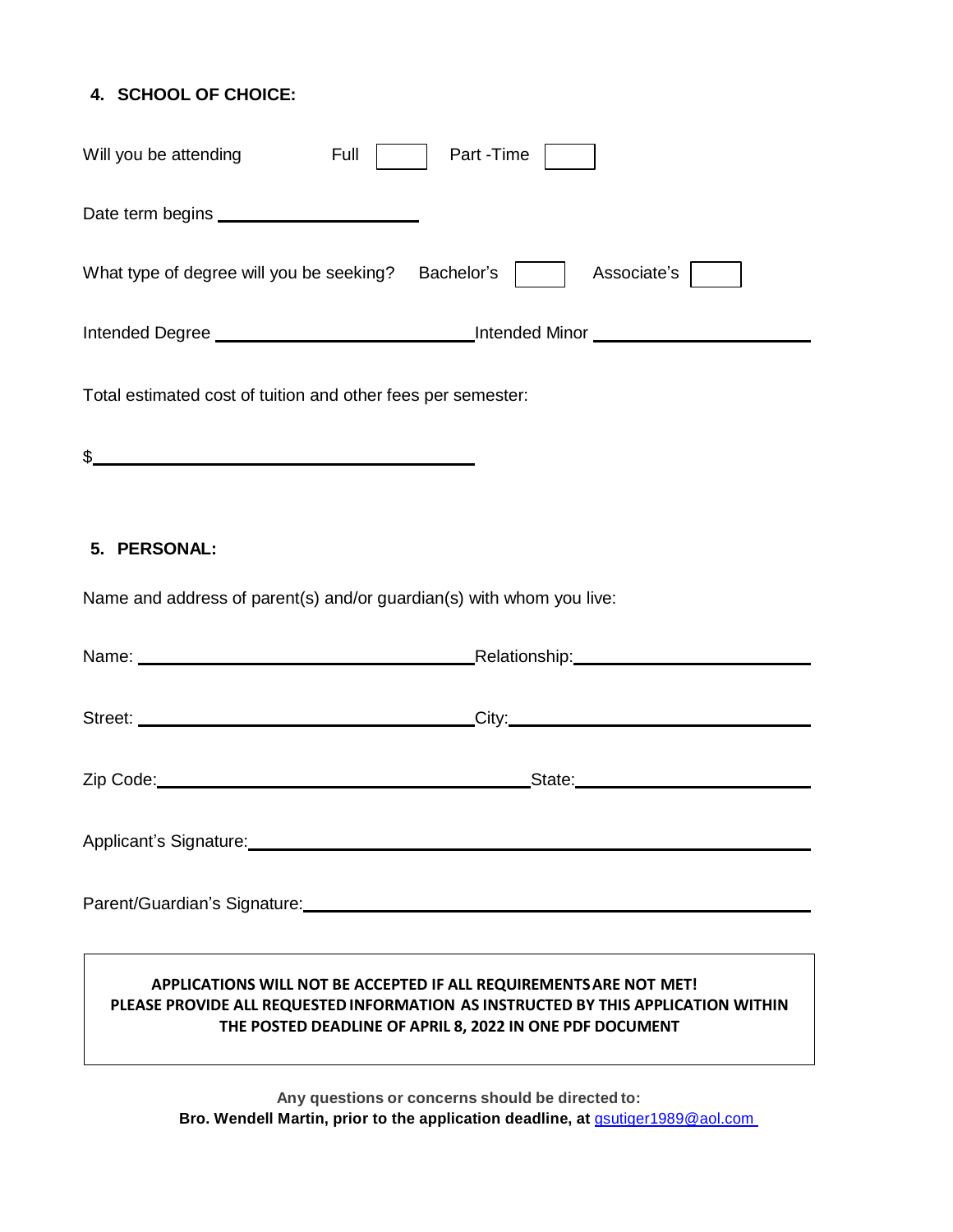**4. SCHOOL OF CHOICE:**

Will you be attending Full [ ] Part -Time [ ]

Date term begins ____________________

What type of degree will you be seeking? Bachelor's [ ] Associate's [ ]

Intended Degree ____________________ Intended Minor ____________________

Total estimated cost of tuition and other fees per semester:

$____________________

**5. PERSONAL:**

Name and address of parent(s) and/or guardian(s) with whom you live:

Name: ____________________ Relationship: ____________________

Street: ____________________ City: ____________________

Zip Code: ____________________ State: ____________________

Applicant's Signature: ____________________

Parent/Guardian's Signature: ____________________

**APPLICATIONS WILL NOT BE ACCEPTED IF ALL REQUIREMENTS ARE NOT MET!**
**PLEASE PROVIDE ALL REQUESTED INFORMATION AS INSTRUCTED BY THIS APPLICATION WITHIN THE POSTED DEADLINE OF APRIL 8, 2022 IN ONE PDF DOCUMENT**

**Any questions or concerns should be directed to:**
**Bro. Wendell Martin, prior to the application deadline, at** gsutiger1989@aol.com